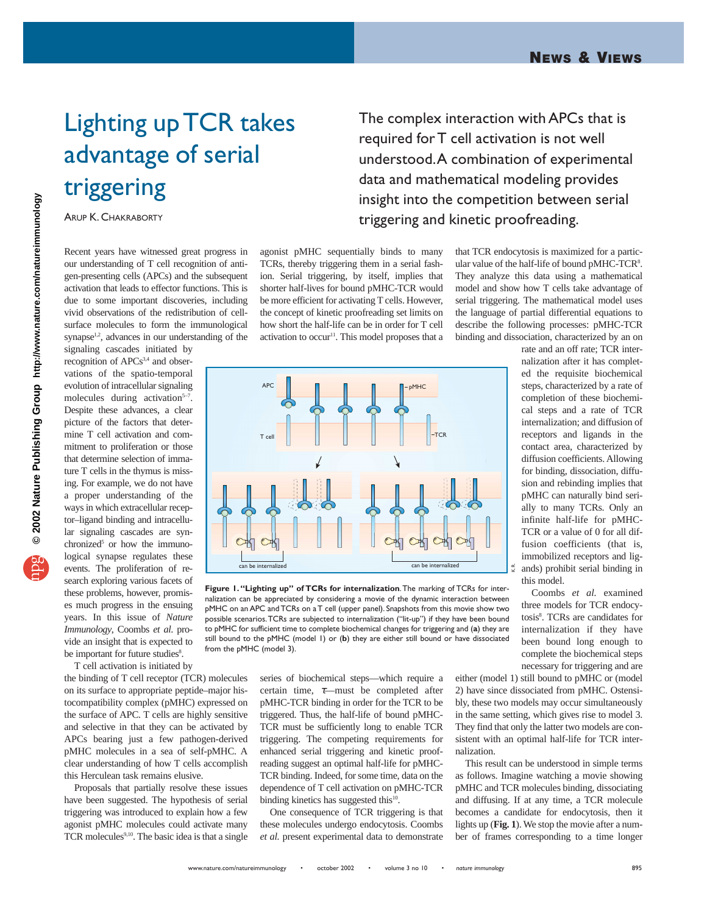# Lighting up TCR takes advantage of serial triggering

ARUP K. CHAKRABORTY

**The complex interaction with APCs that is required for T cell activation is not well understood. A combination of experimental data and mathematical modeling provides insight into the competition between serial triggering and kinetic proofreading.**

Recent years have witnessed great progress in our understanding of T cell recognition of antigen-presenting cells (APCs) and the subsequent activation that leads to effector functions. This is due to some important discoveries, including vivid observations of the redistribution of cell-surface molecules to form the immunological synapse[1,2], advances in our understanding of the signaling cascades initiated by recognition of APCs[3,4] and observations of the spatio-temporal evolution of intracellular signaling molecules during activation[5–7]. Despite these advances, a clear picture of the factors that determine T cell activation and commitment to proliferation or those that determine selection of immature T cells in the thymus is missing. For example, we do not have a proper understanding of the ways in which extracellular receptor–ligand binding and intracellular signaling cascades are synchronized[5] or how the immunological synapse regulates these events. The proliferation of research exploring various facets of these problems, however, promises much progress in the ensuing years. In this issue of *Nature Immunology*, Coombs *et al.* provide an insight that is expected to be important for future studies[8].

T cell activation is initiated by the binding of T cell receptor (TCR) molecules on its surface to appropriate peptide–major histocompatibility complex (pMHC) expressed on the surface of APC. T cells are highly sensitive and selective in that they can be activated by APCs bearing just a few pathogen-derived pMHC molecules in a sea of self-pMHC. A clear understanding of how T cells accomplish this Herculean task remains elusive.

Proposals that partially resolve these issues have been suggested. The hypothesis of serial triggering was introduced to explain how a few agonist pMHC molecules could activate many TCR molecules[9,10]. The basic idea is that a single agonist pMHC sequentially binds to many TCRs, thereby triggering them in a serial fashion. Serial triggering, by itself, implies that shorter half-lives for bound pMHC-TCR would be more efficient for activating T cells. However, the concept of kinetic proofreading set limits on how short the half-life can be in order for T cell activation to occur[11]. This model proposes that a series of biochemical steps—which require a certain time, $\tau$—must be completed after pMHC-TCR binding in order for the TCR to be triggered. Thus, the half-life of bound pMHC-TCR must be sufficiently long to enable TCR triggering. The competing requirements for enhanced serial triggering and kinetic proofreading suggest an optimal half-life for pMHC-TCR binding. Indeed, for some time, data on the dependence of T cell activation on pMHC-TCR binding kinetics has suggested this[10].

One consequence of TCR triggering is that these molecules undergo endocytosis. Coombs *et al.* present experimental data to demonstrate that TCR endocytosis is maximized for a particular value of the half-life of bound pMHC-TCR[8]. They analyze this data using a mathematical model and show how T cells take advantage of serial triggering. The mathematical model uses the language of partial differential equations to describe the following processes: pMHC-TCR binding and dissociation, characterized by an on rate and an off rate; TCR internalization after it has completed the requisite biochemical steps, characterized by a rate of completion of these biochemical steps and a rate of TCR internalization; and diffusion of receptors and ligands in the contact area, characterized by diffusion coefficients. Allowing for binding, dissociation, diffusion and rebinding implies that pMHC can naturally bind serially to many TCRs. Only an infinite half-life for pMHC-TCR or a value of 0 for all diffusion coefficients (that is, immobilized receptors and ligands) prohibit serial binding in this model.

**Figure 1. "Lighting up" of TCRs for internalization.** The marking of TCRs for internalization can be appreciated by considering a movie of the dynamic interaction between pMHC on an APC and TCRs on a T cell (upper panel). Snapshots from this movie show two possible scenarios. TCRs are subjected to internalization ("lit-up") if they have been bound to pMHC for sufficient time to complete biochemical changes for triggering and (**a**) they are still bound to the pMHC (model 1) or (**b**) they are either still bound or have dissociated from the pMHC (model 3).

Coombs *et al.* examined three models for TCR endocytosis[8]. TCRs are candidates for internalization if they have been bound long enough to complete the biochemical steps necessary for triggering and are either (model 1) still bound to pMHC or (model 2) have since dissociated from pMHC. Ostensibly, these two models may occur simultaneously in the same setting, which gives rise to model 3. They find that only the latter two models are consistent with an optimal half-life for TCR internalization.

This result can be understood in simple terms as follows. Imagine watching a movie showing pMHC and TCR molecules binding, dissociating and diffusing. If at any time, a TCR molecule becomes a candidate for endocytosis, then it lights up (**Fig. 1**). We stop the movie after a number of frames corresponding to a time longer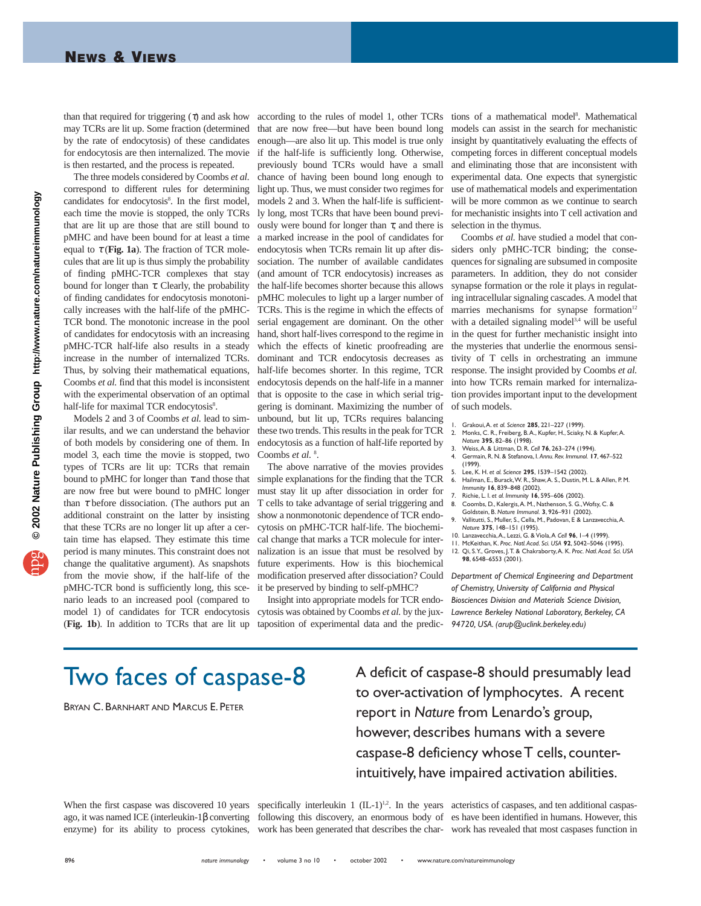than that required for triggering (τ) and ask how may TCRs are lit up. Some fraction (determined by the rate of endocytosis) of these candidates for endocytosis are then internalized. The movie is then restarted, and the process is repeated.

The three models considered by Coombs *et al.* correspond to different rules for determining candidates for endocytosis[8]. In the first model, each time the movie is stopped, the only TCRs that are lit up are those that are still bound to pMHC and have been bound for at least a time equal to τ (**Fig. 1a**). The fraction of TCR molecules that are lit up is thus simply the probability of finding pMHC-TCR complexes that stay bound for longer than τ. Clearly, the probability of finding candidates for endocytosis monotonically increases with the half-life of the pMHC-TCR bond. The monotonic increase in the pool of candidates for endocytosis with an increasing pMHC-TCR half-life also results in a steady increase in the number of internalized TCRs. Thus, by solving their mathematical equations, Coombs *et al.* find that this model is inconsistent with the experimental observation of an optimal half-life for maximal TCR endocytosis[8].

Models 2 and 3 of Coombs *et al.* lead to similar results, and we can understand the behavior of both models by considering one of them. In model 3, each time the movie is stopped, two types of TCRs are lit up: TCRs that remain bound to pMHC for longer than τ and those that are now free but were bound to pMHC longer than τ before dissociation. (The authors put an additional constraint on the latter by insisting that these TCRs are no longer lit up after a certain time has elapsed. They estimate this time period is many minutes. This constraint does not change the qualitative argument). As snapshots from the movie show, if the half-life of the pMHC-TCR bond is sufficiently long, this scenario leads to an increased pool (compared to model 1) of candidates for TCR endocytosis (**Fig. 1b**). In addition to TCRs that are lit up according to the rules of model 1, other TCRs that are now free—but have been bound long enough—are also lit up. This model is true only if the half-life is sufficiently long. Otherwise, previously bound TCRs would have a small chance of having been bound long enough to light up. Thus, we must consider two regimes for models 2 and 3. When the half-life is sufficiently long, most TCRs that have been bound previously were bound for longer than τ, and there is a marked increase in the pool of candidates for endocytosis when TCRs remain lit up after dissociation. The number of available candidates (and amount of TCR endocytosis) increases as the half-life becomes shorter because this allows pMHC molecules to light up a larger number of TCRs. This is the regime in which the effects of serial engagement are dominant. On the other hand, short half-lives correspond to the regime in which the effects of kinetic proofreading are dominant and TCR endocytosis decreases as half-life becomes shorter. In this regime, TCR endocytosis depends on the half-life in a manner that is opposite to the case in which serial triggering is dominant. Maximizing the number of unbound, but lit up, TCRs requires balancing these two trends. This results in the peak for TCR endocytosis as a function of half-life reported by Coombs *et al.* [8].

The above narrative of the movies provides simple explanations for the finding that the TCR must stay lit up after dissociation in order for T cells to take advantage of serial triggering and show a nonmonotonic dependence of TCR endocytosis on pMHC-TCR half-life. The biochemical change that marks a TCR molecule for internalization is an issue that must be resolved by future experiments. How is this biochemical modification preserved after dissociation? Could it be preserved by binding to self-pMHC?

Insight into appropriate models for TCR endocytosis was obtained by Coombs *et al.* by the juxtaposition of experimental data and the predictions of a mathematical model[8]. Mathematical models can assist in the search for mechanistic insight by quantitatively evaluating the effects of competing forces in different conceptual models and eliminating those that are inconsistent with experimental data. One expects that synergistic use of mathematical models and experimentation will be more common as we continue to search for mechanistic insights into T cell activation and selection in the thymus.

Coombs *et al.* have studied a model that considers only pMHC-TCR binding; the consequences for signaling are subsumed in composite parameters. In addition, they do not consider synapse formation or the role it plays in regulating intracellular signaling cascades. A model that marries mechanisms for synapse formation[12] with a detailed signaling model[3,4] will be useful in the quest for further mechanistic insight into the mysteries that underlie the enormous sensitivity of T cells in orchestrating an immune response. The insight provided by Coombs *et al.* into how TCRs remain marked for internalization provides important input to the development of such models.

1. Grakoui, A. *et al. Science* **285**, 221–227 (1999).
2. Monks, C. R., Freiberg, B. A., Kupfer, H., Sciaky, N. & Kupfer, A. *Nature* **395**, 82–86 (1998).
3. Weiss, A. & Littman, D. R. *Cell* **76**, 263–274 (1994).
4. Germain, R. N. & Stefanova, I. *Annu. Rev. Immunol.* **17**, 467–522 (1999).
5. Lee, K. H. *et al. Science* **295**, 1539–1542 (2002).
6. Hailman, E., Burack, W. R., Shaw, A. S., Dustin, M. L. & Allen, P. M. *Immunity* **16**, 839–848 (2002).
7. Richie, L. I. *et al. Immunity* **16**, 595–606 (2002).
8. Coombs, D., Kalergis, A. M., Nathenson, S. G., Wofsy, C. & Goldstein, B. *Nature Immunol.* **3**, 926–931 (2002).
9. Vallitutti, S., Muller, S., Cella, M., Padovan, E & Lanzavecchia, A. *Nature* **375**, 148–151 (1995).
10. Lanzavecchia, A., Lezzi, G. & Viola, A *Cell* **96**, 1–4 (1999).
11. McKeithan, K. *Proc. Natl. Acad. Sci. USA* **92**, 5042–5046 (1995).
12. Qi, S. Y., Groves, J. T. & Chakraborty, A. K. *Proc. Natl. Acad. Sci. USA* **98**, 6548–6553 (2001).

*Department of Chemical Engineering and Department of Chemistry, University of California and Physical Biosciences Division and Materials Science Division, Lawrence Berkeley National Laboratory, Berkeley, CA 94720, USA. (arup@uclink.berkeley.edu)*

# Two faces of caspase-8

BRYAN C. BARNHART AND MARCUS E. PETER

A deficit of caspase-8 should presumably lead to over-activation of lymphocytes. A recent report in *Nature* from Lenardo's group, however, describes humans with a severe caspase-8 deficiency whose T cells, counter-intuitively, have impaired activation abilities.

When the first caspase was discovered 10 years ago, it was named ICE (interleukin-1β converting enzyme) for its ability to process cytokines, specifically interleukin 1 (IL-1)[1,2]. In the years following this discovery, an enormous body of work has been generated that describes the characteristics of caspases, and ten additional caspases have been identified in humans. However, this work has revealed that most caspases function in